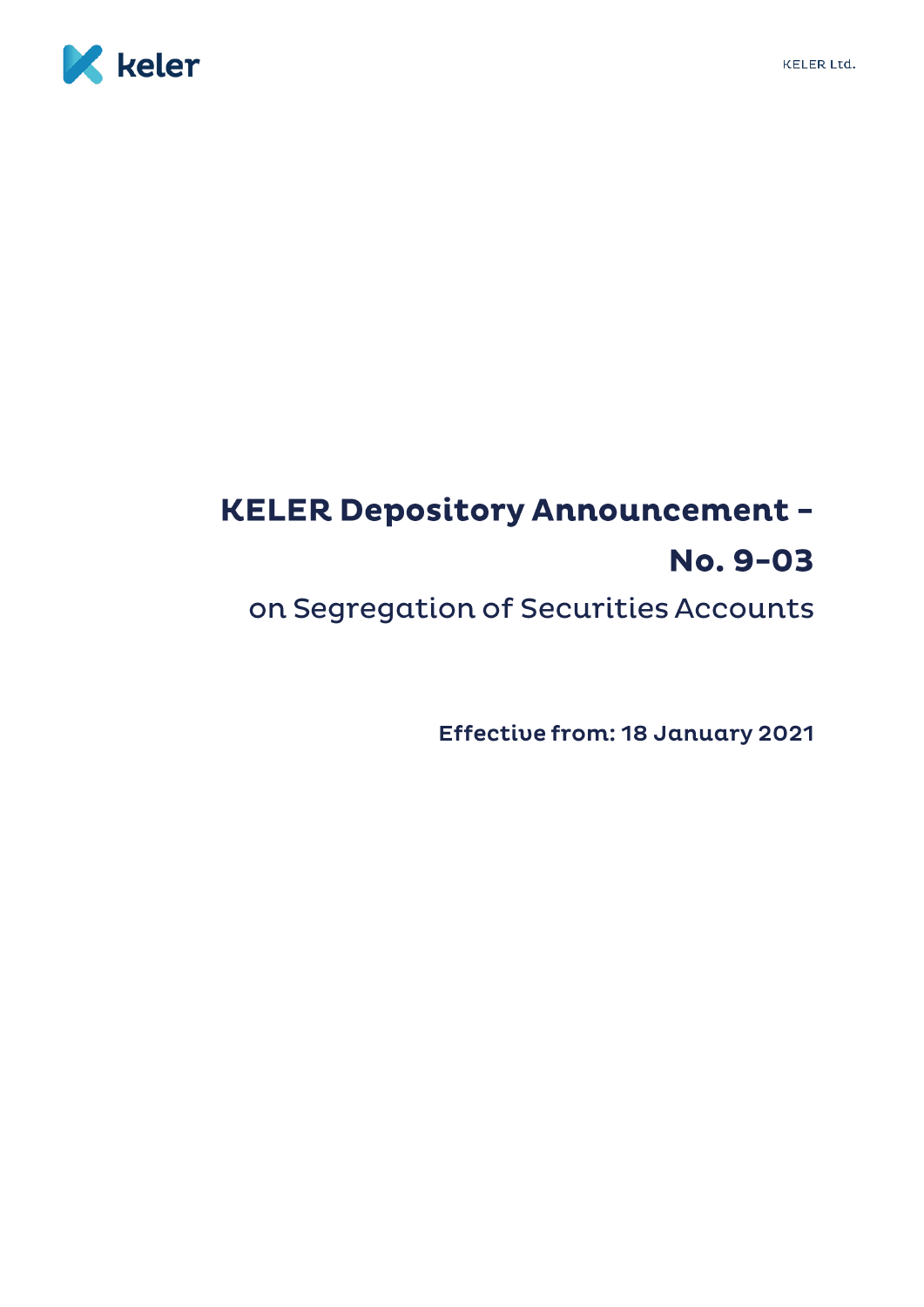# KELER Depository Announcement – No. 9-03

## on Segregation of Securities Accounts

**Effective from: 18 January 2021**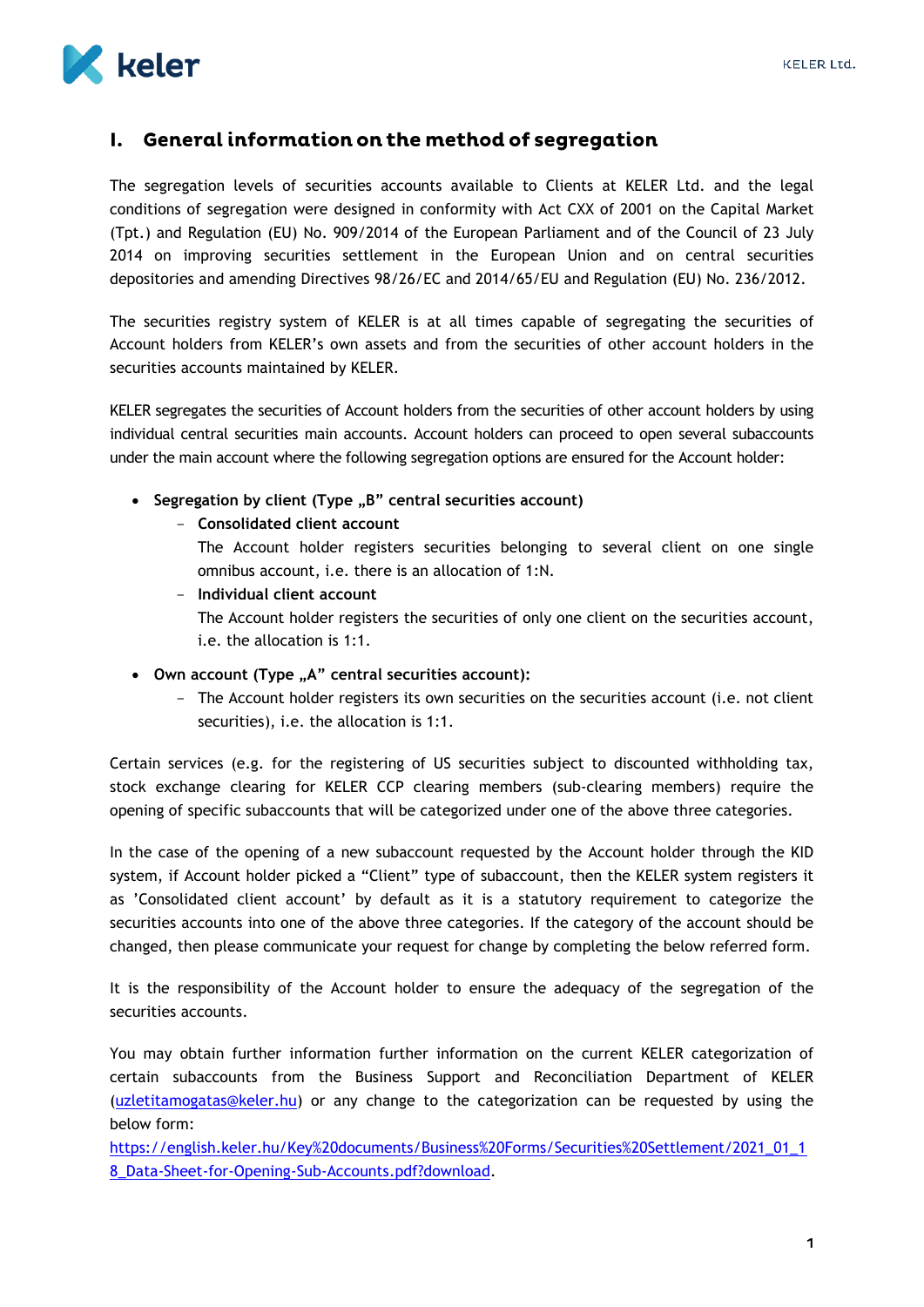# I. General information on the method of segregation

The segregation levels of securities accounts available to Clients at KELER Ltd. and the legal conditions of segregation were designed in conformity with Act CXX of 2001 on the Capital Market (Tpt.) and Regulation (EU) No. 909/2014 of the European Parliament and of the Council of 23 July 2014 on improving securities settlement in the European Union and on central securities depositories and amending Directives 98/26/EC and 2014/65/EU and Regulation (EU) No. 236/2012.

The securities registry system of KELER is at all times capable of segregating the securities of Account holders from KELER's own assets and from the securities of other account holders in the securities accounts maintained by KELER.

KELER segregates the securities of Account holders from the securities of other account holders by using individual central securities main accounts. Account holders can proceed to open several subaccounts under the main account where the following segregation options are ensured for the Account holder:

- **Segregation by client (Type „B" central securities account)**
  - **Consolidated client account**
    The Account holder registers securities belonging to several client on one single omnibus account, i.e. there is an allocation of 1:N.
  - **Individual client account**
    The Account holder registers the securities of only one client on the securities account, i.e. the allocation is 1:1.
- **Own account (Type „A" central securities account):**
  - The Account holder registers its own securities on the securities account (i.e. not client securities), i.e. the allocation is 1:1.

Certain services (e.g. for the registering of US securities subject to discounted withholding tax, stock exchange clearing for KELER CCP clearing members (sub-clearing members) require the opening of specific subaccounts that will be categorized under one of the above three categories.

In the case of the opening of a new subaccount requested by the Account holder through the KID system, if Account holder picked a "Client" type of subaccount, then the KELER system registers it as 'Consolidated client account' by default as it is a statutory requirement to categorize the securities accounts into one of the above three categories. If the category of the account should be changed, then please communicate your request for change by completing the below referred form.

It is the responsibility of the Account holder to ensure the adequacy of the segregation of the securities accounts.

You may obtain further information further information on the current KELER categorization of certain subaccounts from the Business Support and Reconciliation Department of KELER (uzletitamogatas@keler.hu) or any change to the categorization can be requested by using the below form:
https://english.keler.hu/Key%20documents/Business%20Forms/Securities%20Settlement/2021_01_18_Data-Sheet-for-Opening-Sub-Accounts.pdf?download.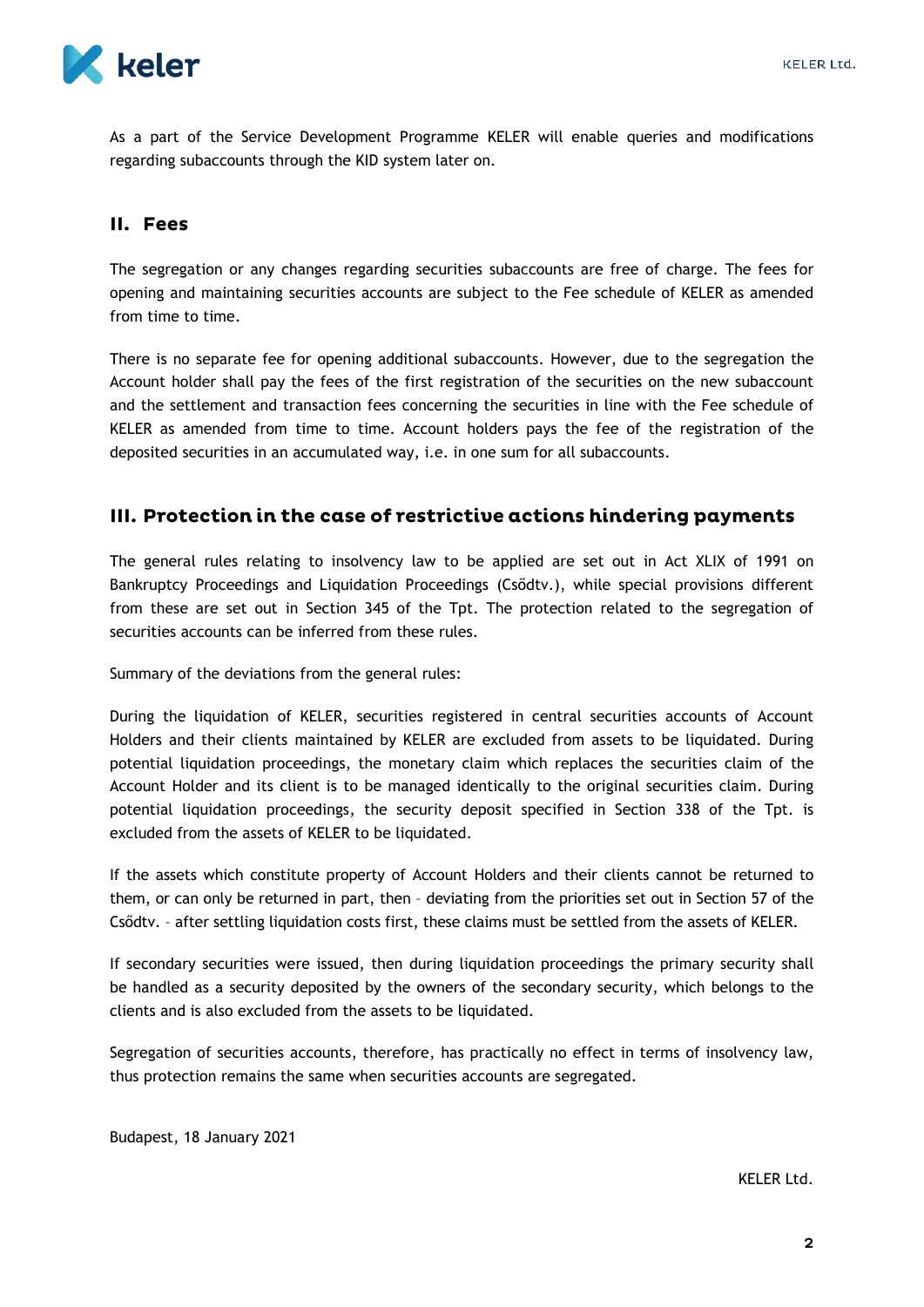As a part of the Service Development Programme KELER will enable queries and modifications regarding subaccounts through the KID system later on.

## II. Fees

The segregation or any changes regarding securities subaccounts are free of charge. The fees for opening and maintaining securities accounts are subject to the Fee schedule of KELER as amended from time to time.

There is no separate fee for opening additional subaccounts. However, due to the segregation the Account holder shall pay the fees of the first registration of the securities on the new subaccount and the settlement and transaction fees concerning the securities in line with the Fee schedule of KELER as amended from time to time. Account holders pays the fee of the registration of the deposited securities in an accumulated way, i.e. in one sum for all subaccounts.

## III. Protection in the case of restrictive actions hindering payments

The general rules relating to insolvency law to be applied are set out in Act XLIX of 1991 on Bankruptcy Proceedings and Liquidation Proceedings (Csődtv.), while special provisions different from these are set out in Section 345 of the Tpt. The protection related to the segregation of securities accounts can be inferred from these rules.

Summary of the deviations from the general rules:

During the liquidation of KELER, securities registered in central securities accounts of Account Holders and their clients maintained by KELER are excluded from assets to be liquidated. During potential liquidation proceedings, the monetary claim which replaces the securities claim of the Account Holder and its client is to be managed identically to the original securities claim. During potential liquidation proceedings, the security deposit specified in Section 338 of the Tpt. is excluded from the assets of KELER to be liquidated.

If the assets which constitute property of Account Holders and their clients cannot be returned to them, or can only be returned in part, then – deviating from the priorities set out in Section 57 of the Csődtv. – after settling liquidation costs first, these claims must be settled from the assets of KELER.

If secondary securities were issued, then during liquidation proceedings the primary security shall be handled as a security deposited by the owners of the secondary security, which belongs to the clients and is also excluded from the assets to be liquidated.

Segregation of securities accounts, therefore, has practically no effect in terms of insolvency law, thus protection remains the same when securities accounts are segregated.

Budapest, 18 January 2021

KELER Ltd.